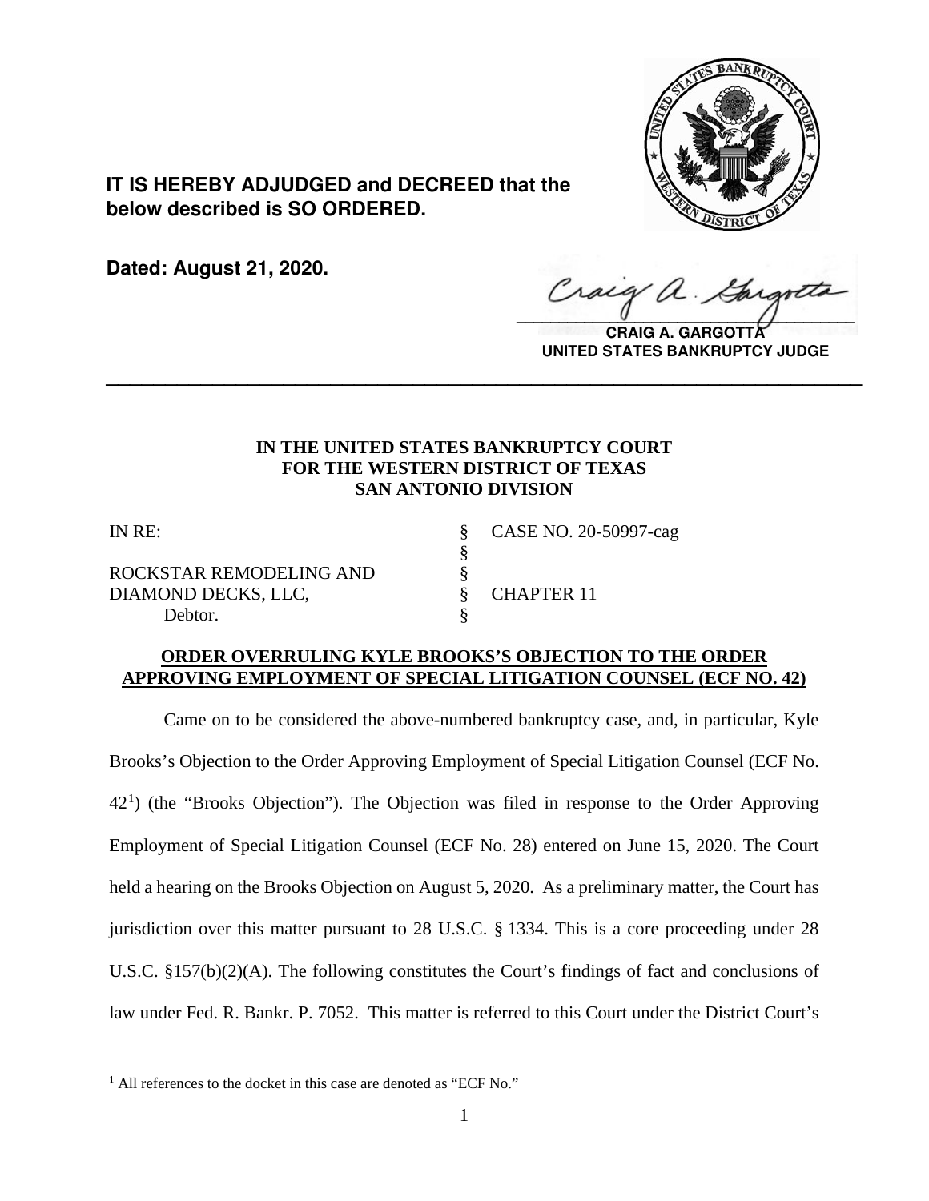**IT IS HEREBY ADJUDGED and DECREED that the below described is SO ORDERED.**

**Dated: August 21, 2020.**

**CRAIG A. GARGOTTA**
**UNITED STATES BANKRUPTCY JUDGE**

---

**IN THE UNITED STATES BANKRUPTCY COURT**
**FOR THE WESTERN DISTRICT OF TEXAS**
**SAN ANTONIO DIVISION**

| | | |
|---|---|---|
| IN RE: | § | CASE NO. 20-50997-cag |
| | § | |
| ROCKSTAR REMODELING AND | § | |
| DIAMOND DECKS, LLC, | § | CHAPTER 11 |
| Debtor. | § | |

**ORDER OVERRULING KYLE BROOKS'S OBJECTION TO THE ORDER APPROVING EMPLOYMENT OF SPECIAL LITIGATION COUNSEL (ECF NO. 42)**

Came on to be considered the above-numbered bankruptcy case, and, in particular, Kyle Brooks's Objection to the Order Approving Employment of Special Litigation Counsel (ECF No. 42[1]) (the "Brooks Objection"). The Objection was filed in response to the Order Approving Employment of Special Litigation Counsel (ECF No. 28) entered on June 15, 2020. The Court held a hearing on the Brooks Objection on August 5, 2020. As a preliminary matter, the Court has jurisdiction over this matter pursuant to 28 U.S.C. § 1334. This is a core proceeding under 28 U.S.C. §157(b)(2)(A). The following constitutes the Court's findings of fact and conclusions of law under Fed. R. Bankr. P. 7052. This matter is referred to this Court under the District Court's

[1] All references to the docket in this case are denoted as "ECF No."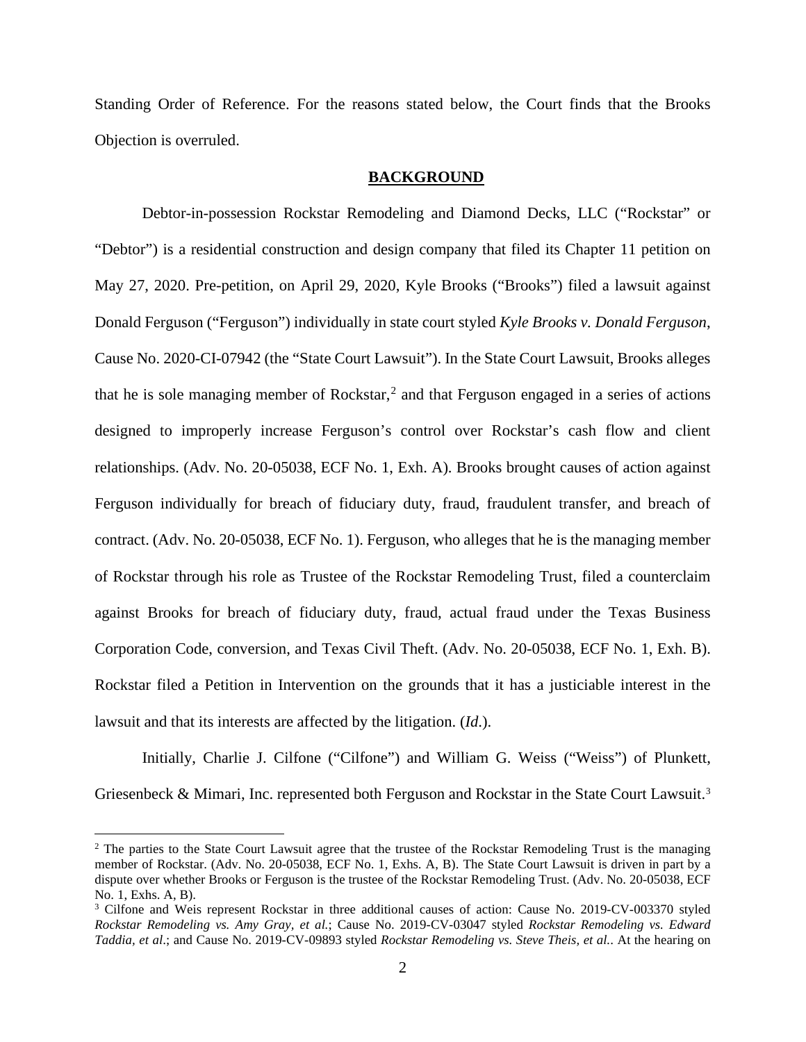Standing Order of Reference. For the reasons stated below, the Court finds that the Brooks Objection is overruled.

## BACKGROUND

Debtor-in-possession Rockstar Remodeling and Diamond Decks, LLC ("Rockstar" or "Debtor") is a residential construction and design company that filed its Chapter 11 petition on May 27, 2020. Pre-petition, on April 29, 2020, Kyle Brooks ("Brooks") filed a lawsuit against Donald Ferguson ("Ferguson") individually in state court styled *Kyle Brooks v. Donald Ferguson*, Cause No. 2020-CI-07942 (the "State Court Lawsuit"). In the State Court Lawsuit, Brooks alleges that he is sole managing member of Rockstar,[2] and that Ferguson engaged in a series of actions designed to improperly increase Ferguson's control over Rockstar's cash flow and client relationships. (Adv. No. 20-05038, ECF No. 1, Exh. A). Brooks brought causes of action against Ferguson individually for breach of fiduciary duty, fraud, fraudulent transfer, and breach of contract. (Adv. No. 20-05038, ECF No. 1). Ferguson, who alleges that he is the managing member of Rockstar through his role as Trustee of the Rockstar Remodeling Trust, filed a counterclaim against Brooks for breach of fiduciary duty, fraud, actual fraud under the Texas Business Corporation Code, conversion, and Texas Civil Theft. (Adv. No. 20-05038, ECF No. 1, Exh. B). Rockstar filed a Petition in Intervention on the grounds that it has a justiciable interest in the lawsuit and that its interests are affected by the litigation. (*Id.*).

Initially, Charlie J. Cilfone ("Cilfone") and William G. Weiss ("Weiss") of Plunkett, Griesenbeck & Mimari, Inc. represented both Ferguson and Rockstar in the State Court Lawsuit.[3]

---

[2] The parties to the State Court Lawsuit agree that the trustee of the Rockstar Remodeling Trust is the managing member of Rockstar. (Adv. No. 20-05038, ECF No. 1, Exhs. A, B). The State Court Lawsuit is driven in part by a dispute over whether Brooks or Ferguson is the trustee of the Rockstar Remodeling Trust. (Adv. No. 20-05038, ECF No. 1, Exhs. A, B).

[3] Cilfone and Weis represent Rockstar in three additional causes of action: Cause No. 2019-CV-003370 styled *Rockstar Remodeling vs. Amy Gray, et al.*; Cause No. 2019-CV-03047 styled *Rockstar Remodeling vs. Edward Taddia, et al*.; and Cause No. 2019-CV-09893 styled *Rockstar Remodeling vs. Steve Theis, et al.*. At the hearing on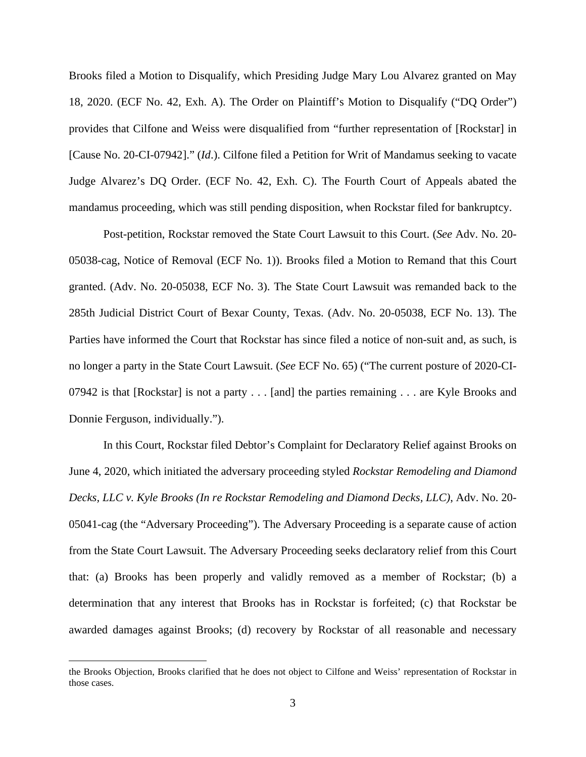Brooks filed a Motion to Disqualify, which Presiding Judge Mary Lou Alvarez granted on May 18, 2020. (ECF No. 42, Exh. A). The Order on Plaintiff's Motion to Disqualify ("DQ Order") provides that Cilfone and Weiss were disqualified from "further representation of [Rockstar] in [Cause No. 20-CI-07942]." (*Id*.). Cilfone filed a Petition for Writ of Mandamus seeking to vacate Judge Alvarez's DQ Order. (ECF No. 42, Exh. C). The Fourth Court of Appeals abated the mandamus proceeding, which was still pending disposition, when Rockstar filed for bankruptcy.

Post-petition, Rockstar removed the State Court Lawsuit to this Court. (*See* Adv. No. 20-05038-cag, Notice of Removal (ECF No. 1)). Brooks filed a Motion to Remand that this Court granted. (Adv. No. 20-05038, ECF No. 3). The State Court Lawsuit was remanded back to the 285th Judicial District Court of Bexar County, Texas. (Adv. No. 20-05038, ECF No. 13). The Parties have informed the Court that Rockstar has since filed a notice of non-suit and, as such, is no longer a party in the State Court Lawsuit. (*See* ECF No. 65) ("The current posture of 2020-CI-07942 is that [Rockstar] is not a party . . . [and] the parties remaining . . . are Kyle Brooks and Donnie Ferguson, individually.").

In this Court, Rockstar filed Debtor's Complaint for Declaratory Relief against Brooks on June 4, 2020, which initiated the adversary proceeding styled *Rockstar Remodeling and Diamond Decks, LLC v. Kyle Brooks (In re Rockstar Remodeling and Diamond Decks, LLC)*, Adv. No. 20-05041-cag (the "Adversary Proceeding"). The Adversary Proceeding is a separate cause of action from the State Court Lawsuit. The Adversary Proceeding seeks declaratory relief from this Court that: (a) Brooks has been properly and validly removed as a member of Rockstar; (b) a determination that any interest that Brooks has in Rockstar is forfeited; (c) that Rockstar be awarded damages against Brooks; (d) recovery by Rockstar of all reasonable and necessary

---

the Brooks Objection, Brooks clarified that he does not object to Cilfone and Weiss' representation of Rockstar in those cases.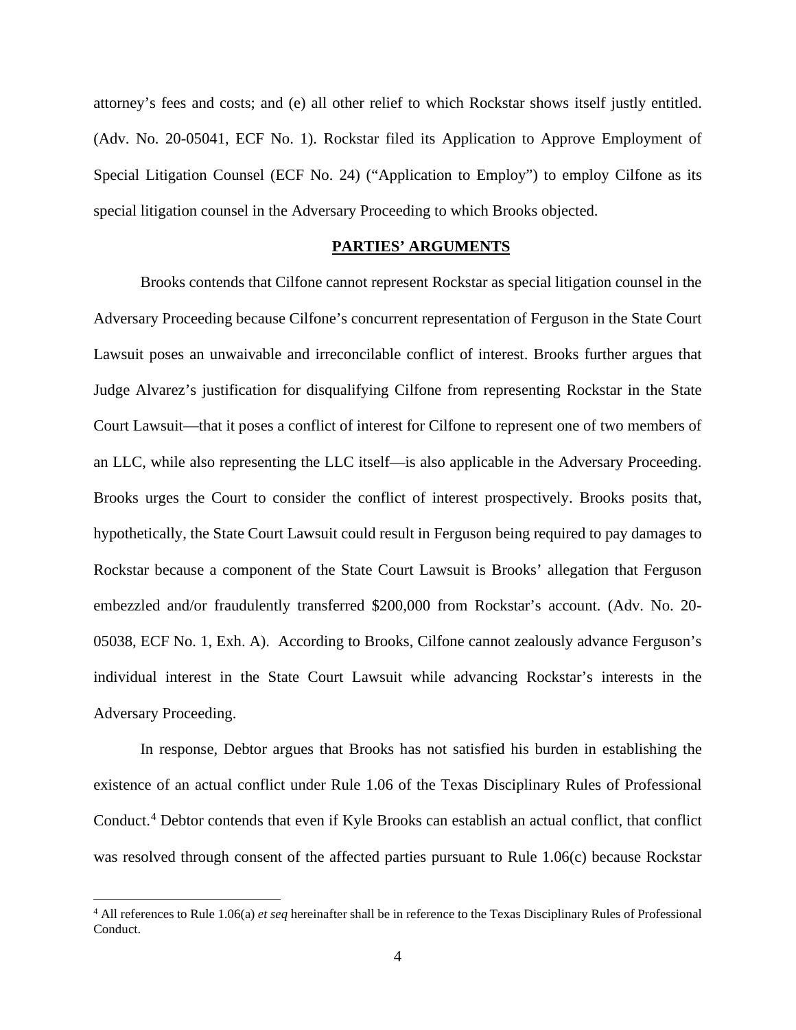attorney's fees and costs; and (e) all other relief to which Rockstar shows itself justly entitled. (Adv. No. 20-05041, ECF No. 1). Rockstar filed its Application to Approve Employment of Special Litigation Counsel (ECF No. 24) ("Application to Employ") to employ Cilfone as its special litigation counsel in the Adversary Proceeding to which Brooks objected.

## PARTIES' ARGUMENTS

Brooks contends that Cilfone cannot represent Rockstar as special litigation counsel in the Adversary Proceeding because Cilfone's concurrent representation of Ferguson in the State Court Lawsuit poses an unwaivable and irreconcilable conflict of interest. Brooks further argues that Judge Alvarez's justification for disqualifying Cilfone from representing Rockstar in the State Court Lawsuit—that it poses a conflict of interest for Cilfone to represent one of two members of an LLC, while also representing the LLC itself—is also applicable in the Adversary Proceeding. Brooks urges the Court to consider the conflict of interest prospectively. Brooks posits that, hypothetically, the State Court Lawsuit could result in Ferguson being required to pay damages to Rockstar because a component of the State Court Lawsuit is Brooks' allegation that Ferguson embezzled and/or fraudulently transferred $200,000 from Rockstar's account. (Adv. No. 20-05038, ECF No. 1, Exh. A). According to Brooks, Cilfone cannot zealously advance Ferguson's individual interest in the State Court Lawsuit while advancing Rockstar's interests in the Adversary Proceeding.

In response, Debtor argues that Brooks has not satisfied his burden in establishing the existence of an actual conflict under Rule 1.06 of the Texas Disciplinary Rules of Professional Conduct.[4] Debtor contends that even if Kyle Brooks can establish an actual conflict, that conflict was resolved through consent of the affected parties pursuant to Rule 1.06(c) because Rockstar

[4] All references to Rule 1.06(a) *et seq* hereinafter shall be in reference to the Texas Disciplinary Rules of Professional Conduct.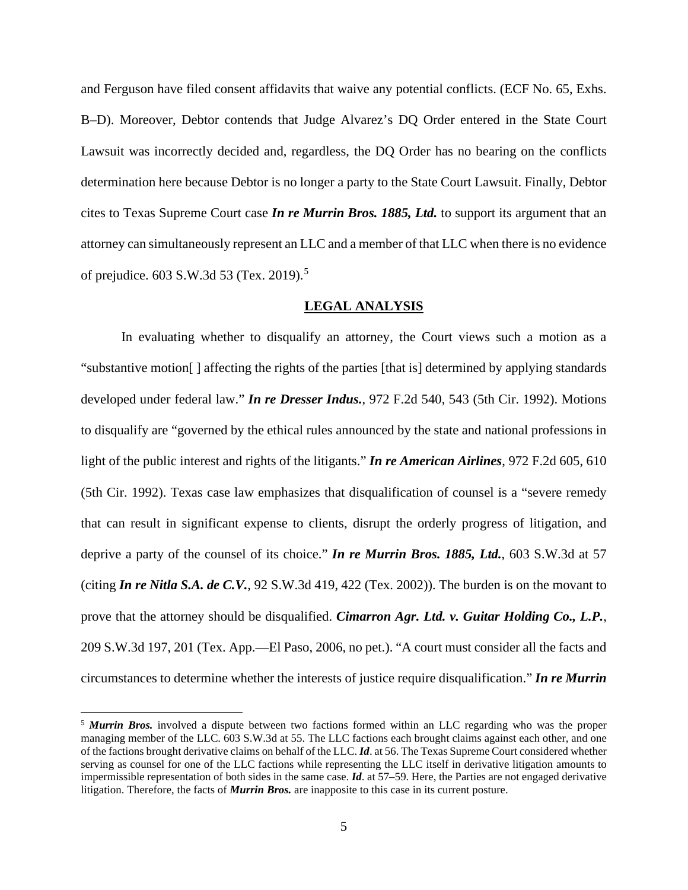and Ferguson have filed consent affidavits that waive any potential conflicts. (ECF No. 65, Exhs. B–D). Moreover, Debtor contends that Judge Alvarez's DQ Order entered in the State Court Lawsuit was incorrectly decided and, regardless, the DQ Order has no bearing on the conflicts determination here because Debtor is no longer a party to the State Court Lawsuit. Finally, Debtor cites to Texas Supreme Court case ***In re Murrin Bros. 1885, Ltd.*** to support its argument that an attorney can simultaneously represent an LLC and a member of that LLC when there is no evidence of prejudice. 603 S.W.3d 53 (Tex. 2019).[5]

## LEGAL ANALYSIS

In evaluating whether to disqualify an attorney, the Court views such a motion as a "substantive motion[ ] affecting the rights of the parties [that is] determined by applying standards developed under federal law." ***In re Dresser Indus.***, 972 F.2d 540, 543 (5th Cir. 1992). Motions to disqualify are "governed by the ethical rules announced by the state and national professions in light of the public interest and rights of the litigants." ***In re American Airlines***, 972 F.2d 605, 610 (5th Cir. 1992). Texas case law emphasizes that disqualification of counsel is a "severe remedy that can result in significant expense to clients, disrupt the orderly progress of litigation, and deprive a party of the counsel of its choice." ***In re Murrin Bros. 1885, Ltd.***, 603 S.W.3d at 57 (citing ***In re Nitla S.A. de C.V.***, 92 S.W.3d 419, 422 (Tex. 2002)). The burden is on the movant to prove that the attorney should be disqualified. ***Cimarron Agr. Ltd. v. Guitar Holding Co., L.P.***, 209 S.W.3d 197, 201 (Tex. App.—El Paso, 2006, no pet.). "A court must consider all the facts and circumstances to determine whether the interests of justice require disqualification." ***In re Murrin***

[5] ***Murrin Bros.*** involved a dispute between two factions formed within an LLC regarding who was the proper managing member of the LLC. 603 S.W.3d at 55. The LLC factions each brought claims against each other, and one of the factions brought derivative claims on behalf of the LLC. ***Id***. at 56. The Texas Supreme Court considered whether serving as counsel for one of the LLC factions while representing the LLC itself in derivative litigation amounts to impermissible representation of both sides in the same case. ***Id***. at 57–59. Here, the Parties are not engaged derivative litigation. Therefore, the facts of ***Murrin Bros.*** are inapposite to this case in its current posture.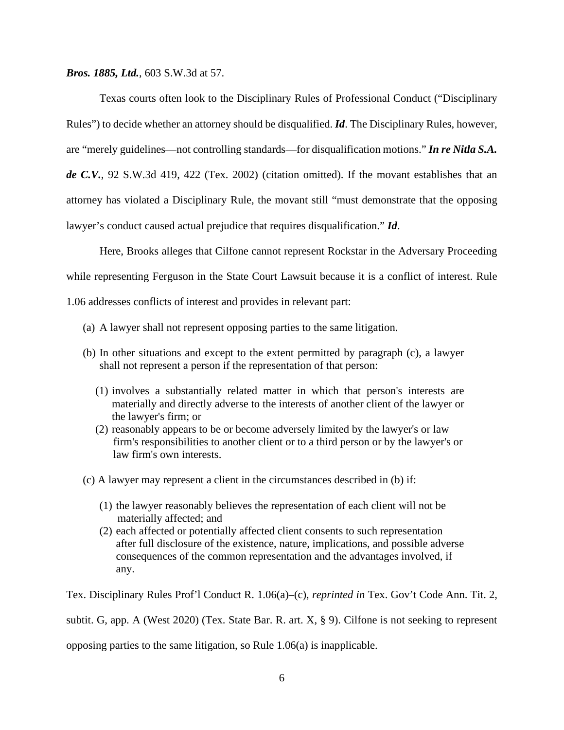***Bros. 1885, Ltd.***, 603 S.W.3d at 57.

Texas courts often look to the Disciplinary Rules of Professional Conduct ("Disciplinary Rules") to decide whether an attorney should be disqualified. ***Id***. The Disciplinary Rules, however, are "merely guidelines—not controlling standards—for disqualification motions." ***In re Nitla S.A. de C.V.***, 92 S.W.3d 419, 422 (Tex. 2002) (citation omitted). If the movant establishes that an attorney has violated a Disciplinary Rule, the movant still "must demonstrate that the opposing lawyer's conduct caused actual prejudice that requires disqualification." ***Id***.

Here, Brooks alleges that Cilfone cannot represent Rockstar in the Adversary Proceeding while representing Ferguson in the State Court Lawsuit because it is a conflict of interest. Rule 1.06 addresses conflicts of interest and provides in relevant part:

> (a) A lawyer shall not represent opposing parties to the same litigation.
>
> (b) In other situations and except to the extent permitted by paragraph (c), a lawyer shall not represent a person if the representation of that person:
>
> (1) involves a substantially related matter in which that person's interests are materially and directly adverse to the interests of another client of the lawyer or the lawyer's firm; or
>
> (2) reasonably appears to be or become adversely limited by the lawyer's or law firm's responsibilities to another client or to a third person or by the lawyer's or law firm's own interests.
>
> (c) A lawyer may represent a client in the circumstances described in (b) if:
>
> (1) the lawyer reasonably believes the representation of each client will not be materially affected; and
>
> (2) each affected or potentially affected client consents to such representation after full disclosure of the existence, nature, implications, and possible adverse consequences of the common representation and the advantages involved, if any.

Tex. Disciplinary Rules Prof'l Conduct R. 1.06(a)–(c), *reprinted in* Tex. Gov't Code Ann. Tit. 2, subtit. G, app. A (West 2020) (Tex. State Bar. R. art. X, § 9). Cilfone is not seeking to represent opposing parties to the same litigation, so Rule 1.06(a) is inapplicable.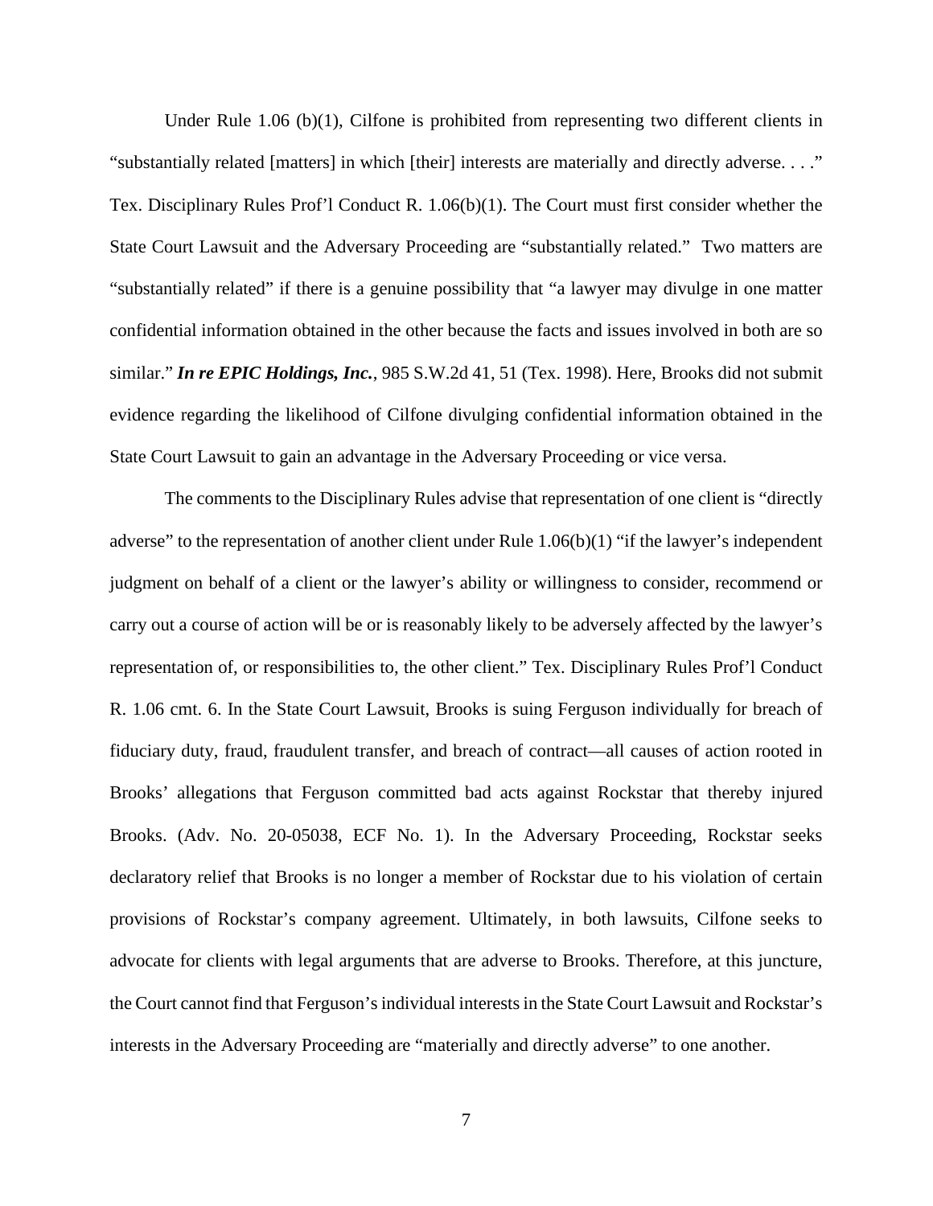Under Rule 1.06 (b)(1), Cilfone is prohibited from representing two different clients in "substantially related [matters] in which [their] interests are materially and directly adverse. . . ." Tex. Disciplinary Rules Prof'l Conduct R. 1.06(b)(1). The Court must first consider whether the State Court Lawsuit and the Adversary Proceeding are "substantially related." Two matters are "substantially related" if there is a genuine possibility that "a lawyer may divulge in one matter confidential information obtained in the other because the facts and issues involved in both are so similar." ***In re EPIC Holdings, Inc.***, 985 S.W.2d 41, 51 (Tex. 1998). Here, Brooks did not submit evidence regarding the likelihood of Cilfone divulging confidential information obtained in the State Court Lawsuit to gain an advantage in the Adversary Proceeding or vice versa.

The comments to the Disciplinary Rules advise that representation of one client is "directly adverse" to the representation of another client under Rule 1.06(b)(1) "if the lawyer's independent judgment on behalf of a client or the lawyer's ability or willingness to consider, recommend or carry out a course of action will be or is reasonably likely to be adversely affected by the lawyer's representation of, or responsibilities to, the other client." Tex. Disciplinary Rules Prof'l Conduct R. 1.06 cmt. 6. In the State Court Lawsuit, Brooks is suing Ferguson individually for breach of fiduciary duty, fraud, fraudulent transfer, and breach of contract—all causes of action rooted in Brooks' allegations that Ferguson committed bad acts against Rockstar that thereby injured Brooks. (Adv. No. 20-05038, ECF No. 1). In the Adversary Proceeding, Rockstar seeks declaratory relief that Brooks is no longer a member of Rockstar due to his violation of certain provisions of Rockstar's company agreement. Ultimately, in both lawsuits, Cilfone seeks to advocate for clients with legal arguments that are adverse to Brooks. Therefore, at this juncture, the Court cannot find that Ferguson's individual interests in the State Court Lawsuit and Rockstar's interests in the Adversary Proceeding are "materially and directly adverse" to one another.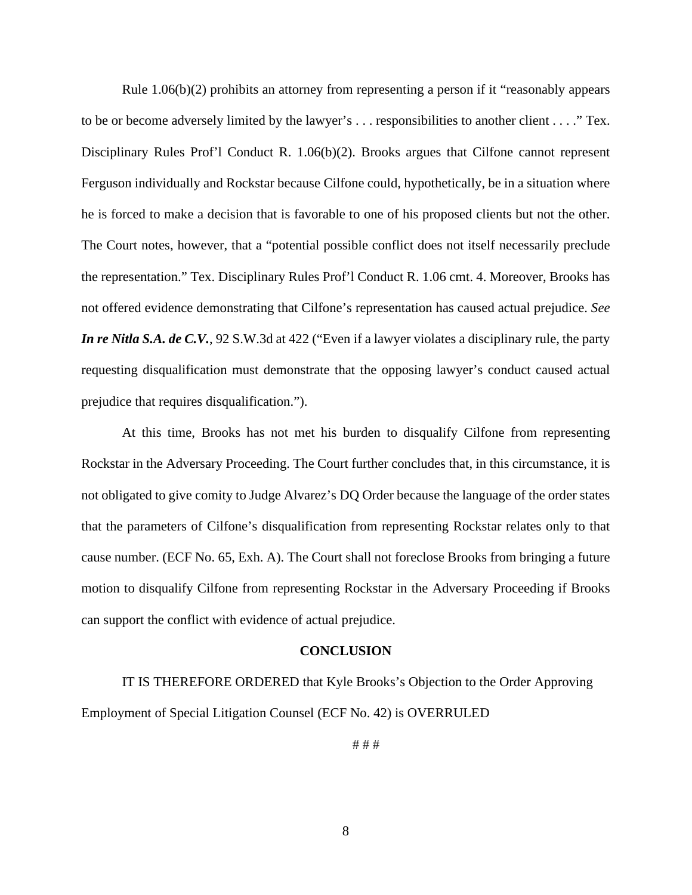Rule 1.06(b)(2) prohibits an attorney from representing a person if it "reasonably appears to be or become adversely limited by the lawyer's . . . responsibilities to another client . . . ." Tex. Disciplinary Rules Prof'l Conduct R. 1.06(b)(2). Brooks argues that Cilfone cannot represent Ferguson individually and Rockstar because Cilfone could, hypothetically, be in a situation where he is forced to make a decision that is favorable to one of his proposed clients but not the other. The Court notes, however, that a "potential possible conflict does not itself necessarily preclude the representation." Tex. Disciplinary Rules Prof'l Conduct R. 1.06 cmt. 4. Moreover, Brooks has not offered evidence demonstrating that Cilfone's representation has caused actual prejudice. *See* ***In re Nitla S.A. de C.V.***, 92 S.W.3d at 422 ("Even if a lawyer violates a disciplinary rule, the party requesting disqualification must demonstrate that the opposing lawyer's conduct caused actual prejudice that requires disqualification.").

At this time, Brooks has not met his burden to disqualify Cilfone from representing Rockstar in the Adversary Proceeding. The Court further concludes that, in this circumstance, it is not obligated to give comity to Judge Alvarez's DQ Order because the language of the order states that the parameters of Cilfone's disqualification from representing Rockstar relates only to that cause number. (ECF No. 65, Exh. A). The Court shall not foreclose Brooks from bringing a future motion to disqualify Cilfone from representing Rockstar in the Adversary Proceeding if Brooks can support the conflict with evidence of actual prejudice.

**CONCLUSION**

IT IS THEREFORE ORDERED that Kyle Brooks's Objection to the Order Approving Employment of Special Litigation Counsel (ECF No. 42) is OVERRULED

# # #